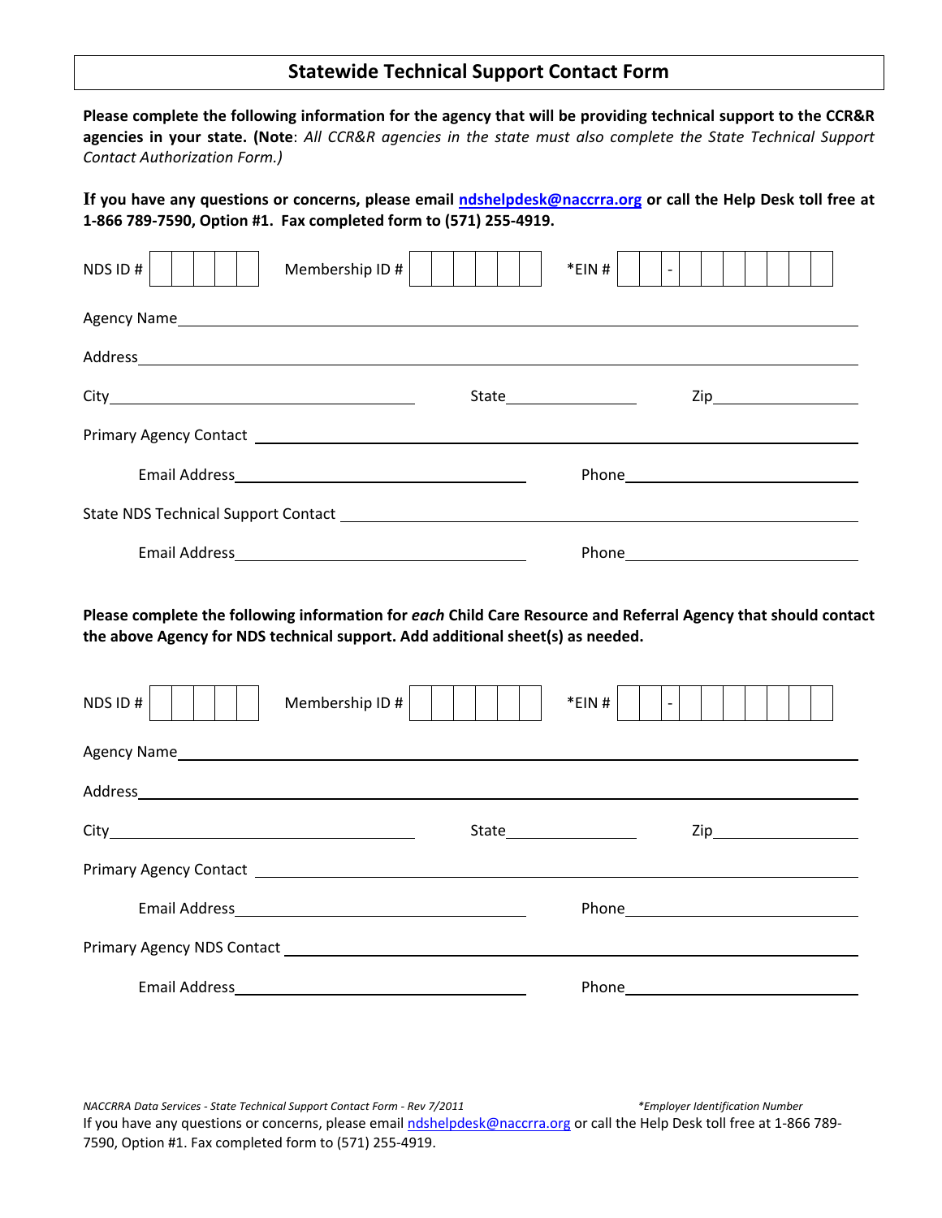## Statewide Technical Support Contact Form

**Please complete the following information for the agency that will be providing technical support to the CCR&R agencies in your state. (Note**: *All CCR&R agencies in the state must also complete the State Technical Support Contact Authorization Form.)*

**If you have any questions or concerns, please email ndshelpdesk@naccrra.org or call the Help Desk toll free at 1-866 789-7590, Option #1. Fax completed form to (571) 255-4919.**

NDS ID # | | | | | |   Membership ID # | | | | | | |   *EIN # | | | - | | | | | | | |

Agency Name\_\_\_\_\_\_\_\_\_\_\_\_\_\_\_\_\_\_\_\_\_\_\_\_\_\_\_\_\_\_\_\_\_\_\_\_\_\_\_\_\_\_\_\_\_\_\_\_

Address\_\_\_\_\_\_\_\_\_\_\_\_\_\_\_\_\_\_\_\_\_\_\_\_\_\_\_\_\_\_\_\_\_\_\_\_\_\_\_\_\_\_\_\_\_\_\_\_\_\_\_\_

City\_\_\_\_\_\_\_\_\_\_\_\_\_\_\_\_\_\_\_\_\_\_\_\_ State\_\_\_\_\_\_\_\_\_\_ Zip\_\_\_\_\_\_\_\_\_\_\_\_

Primary Agency Contact \_\_\_\_\_\_\_\_\_\_\_\_\_\_\_\_\_\_\_\_\_\_\_\_\_\_\_\_\_\_\_\_\_\_\_\_\_\_\_\_\_\_

Email Address\_\_\_\_\_\_\_\_\_\_\_\_\_\_\_\_\_\_\_\_\_\_\_\_ Phone\_\_\_\_\_\_\_\_\_\_\_\_\_\_\_\_\_\_\_\_

State NDS Technical Support Contact \_\_\_\_\_\_\_\_\_\_\_\_\_\_\_\_\_\_\_\_\_\_\_\_\_\_\_\_\_\_\_\_\_\_\_

Email Address\_\_\_\_\_\_\_\_\_\_\_\_\_\_\_\_\_\_\_\_\_\_\_\_ Phone\_\_\_\_\_\_\_\_\_\_\_\_\_\_\_\_\_\_\_\_

**Please complete the following information for *each* Child Care Resource and Referral Agency that should contact the above Agency for NDS technical support. Add additional sheet(s) as needed.**

NDS ID # | | | | | |   Membership ID # | | | | | | |   *EIN # | | | - | | | | | | | |

Agency Name\_\_\_\_\_\_\_\_\_\_\_\_\_\_\_\_\_\_\_\_\_\_\_\_\_\_\_\_\_\_\_\_\_\_\_\_\_\_\_\_\_\_\_\_\_\_\_\_

Address\_\_\_\_\_\_\_\_\_\_\_\_\_\_\_\_\_\_\_\_\_\_\_\_\_\_\_\_\_\_\_\_\_\_\_\_\_\_\_\_\_\_\_\_\_\_\_\_\_\_\_\_

City\_\_\_\_\_\_\_\_\_\_\_\_\_\_\_\_\_\_\_\_\_\_\_\_ State\_\_\_\_\_\_\_\_\_\_ Zip\_\_\_\_\_\_\_\_\_\_\_\_

Primary Agency Contact \_\_\_\_\_\_\_\_\_\_\_\_\_\_\_\_\_\_\_\_\_\_\_\_\_\_\_\_\_\_\_\_\_\_\_\_\_\_\_\_\_\_

Email Address\_\_\_\_\_\_\_\_\_\_\_\_\_\_\_\_\_\_\_\_\_\_\_\_ Phone\_\_\_\_\_\_\_\_\_\_\_\_\_\_\_\_\_\_\_\_

Primary Agency NDS Contact \_\_\_\_\_\_\_\_\_\_\_\_\_\_\_\_\_\_\_\_\_\_\_\_\_\_\_\_\_\_\_\_\_\_\_\_\_\_\_

Email Address\_\_\_\_\_\_\_\_\_\_\_\_\_\_\_\_\_\_\_\_\_\_\_\_ Phone\_\_\_\_\_\_\_\_\_\_\_\_\_\_\_\_\_\_\_\_

*NACCRRA Data Services - State Technical Support Contact Form - Rev 7/2011*   *\*Employer Identification Number*

If you have any questions or concerns, please email ndshelpdesk@naccrra.org or call the Help Desk toll free at 1-866 789-7590, Option #1. Fax completed form to (571) 255-4919.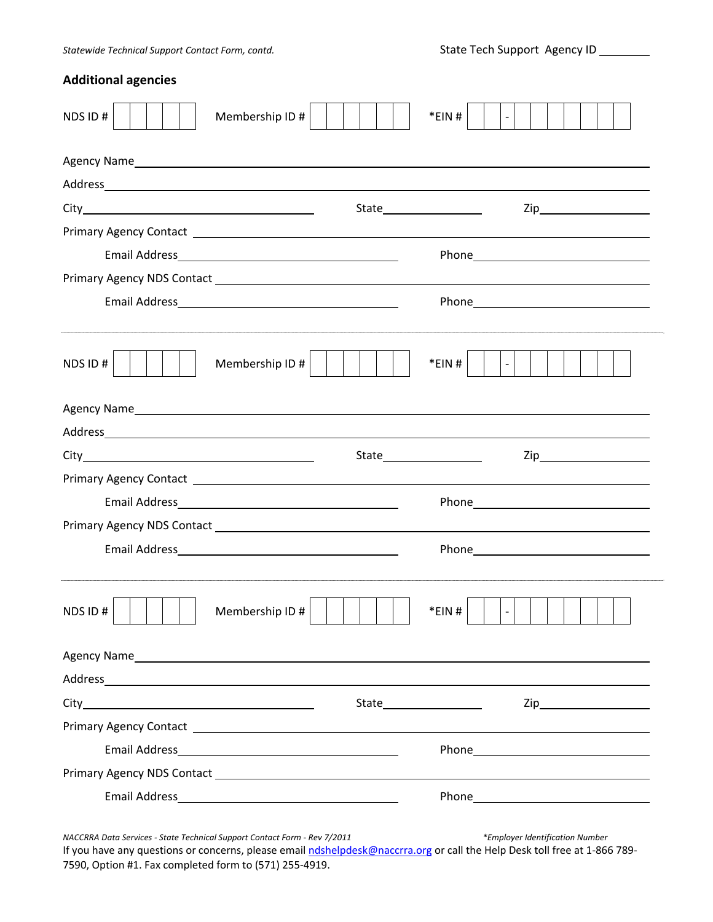*Statewide Technical Support Contact Form, contd.*

State Tech Support Agency ID ________

## Additional agencies

NDS ID # | | | | | |    Membership ID # | | | | | | |    *EIN # | | | - | | | | | | | |

Agency Name________________________________________________________________

Address____________________________________________________________________

City______________________________  State______________  Zip________________

Primary Agency Contact ______________________________________________________

Email Address______________________________  Phone________________________

Primary Agency NDS Contact __________________________________________________

Email Address______________________________  Phone________________________

---

NDS ID # | | | | | |    Membership ID # | | | | | | |    *EIN # | | | - | | | | | | | |

Agency Name________________________________________________________________

Address____________________________________________________________________

City______________________________  State______________  Zip________________

Primary Agency Contact ______________________________________________________

Email Address______________________________  Phone________________________

Primary Agency NDS Contact __________________________________________________

Email Address______________________________  Phone________________________

---

NDS ID # | | | | | |    Membership ID # | | | | | | |    *EIN # | | | - | | | | | | | |

Agency Name________________________________________________________________

Address____________________________________________________________________

City______________________________  State______________  Zip________________

Primary Agency Contact ______________________________________________________

Email Address______________________________  Phone________________________

Primary Agency NDS Contact __________________________________________________

Email Address______________________________  Phone________________________

*NACCRRA Data Services - State Technical Support Contact Form - Rev 7/2011*

**Employer Identification Number*

If you have any questions or concerns, please email ndshelpdesk@naccrra.org or call the Help Desk toll free at 1-866 789-7590, Option #1. Fax completed form to (571) 255-4919.